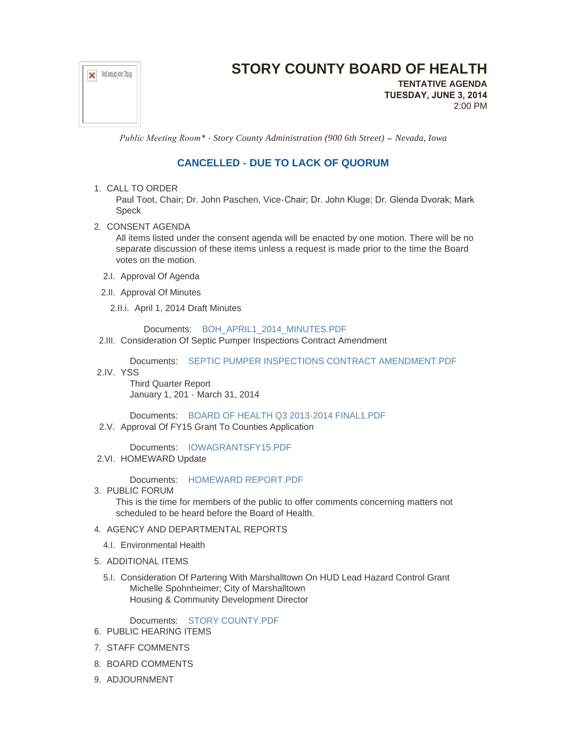# STORY COUNTY BOARD OF HEALTH

**TENTATIVE AGENDA**
**TUESDAY, JUNE 3, 2014**
2:00 PM

*Public Meeting Room\* - Story County Administration (900 6th Street) – Nevada, Iowa*

## CANCELLED - DUE TO LACK OF QUORUM

1. CALL TO ORDER
   Paul Toot, Chair; Dr. John Paschen, Vice-Chair; Dr. John Kluge; Dr. Glenda Dvorak; Mark Speck
2. CONSENT AGENDA
   All items listed under the consent agenda will be enacted by one motion. There will be no separate discussion of these items unless a request is made prior to the time the Board votes on the motion.
   - 2.I. Approval Of Agenda
   - 2.II. Approval Of Minutes
     - 2.II.i. April 1, 2014 Draft Minutes

       Documents: BOH_APRIL1_2014_MINUTES.PDF
   - 2.III. Consideration Of Septic Pumper Inspections Contract Amendment

     Documents: SEPTIC PUMPER INSPECTIONS CONTRACT AMENDMENT.PDF
   - 2.IV. YSS
     Third Quarter Report
     January 1, 201 - March 31, 2014

     Documents: BOARD OF HEALTH Q3 2013-2014 FINAL1.PDF
   - 2.V. Approval Of FY15 Grant To Counties Application

     Documents: IOWAGRANTSFY15.PDF
   - 2.VI. HOMEWARD Update

     Documents: HOMEWARD REPORT.PDF
3. PUBLIC FORUM
   This is the time for members of the public to offer comments concerning matters not scheduled to be heard before the Board of Health.
4. AGENCY AND DEPARTMENTAL REPORTS
   - 4.I. Environmental Health
5. ADDITIONAL ITEMS
   - 5.I. Consideration Of Partering With Marshalltown On HUD Lead Hazard Control Grant
     Michelle Spohnheimer; City of Marshalltown
     Housing & Community Development Director

     Documents: STORY COUNTY.PDF
6. PUBLIC HEARING ITEMS
7. STAFF COMMENTS
8. BOARD COMMENTS
9. ADJOURNMENT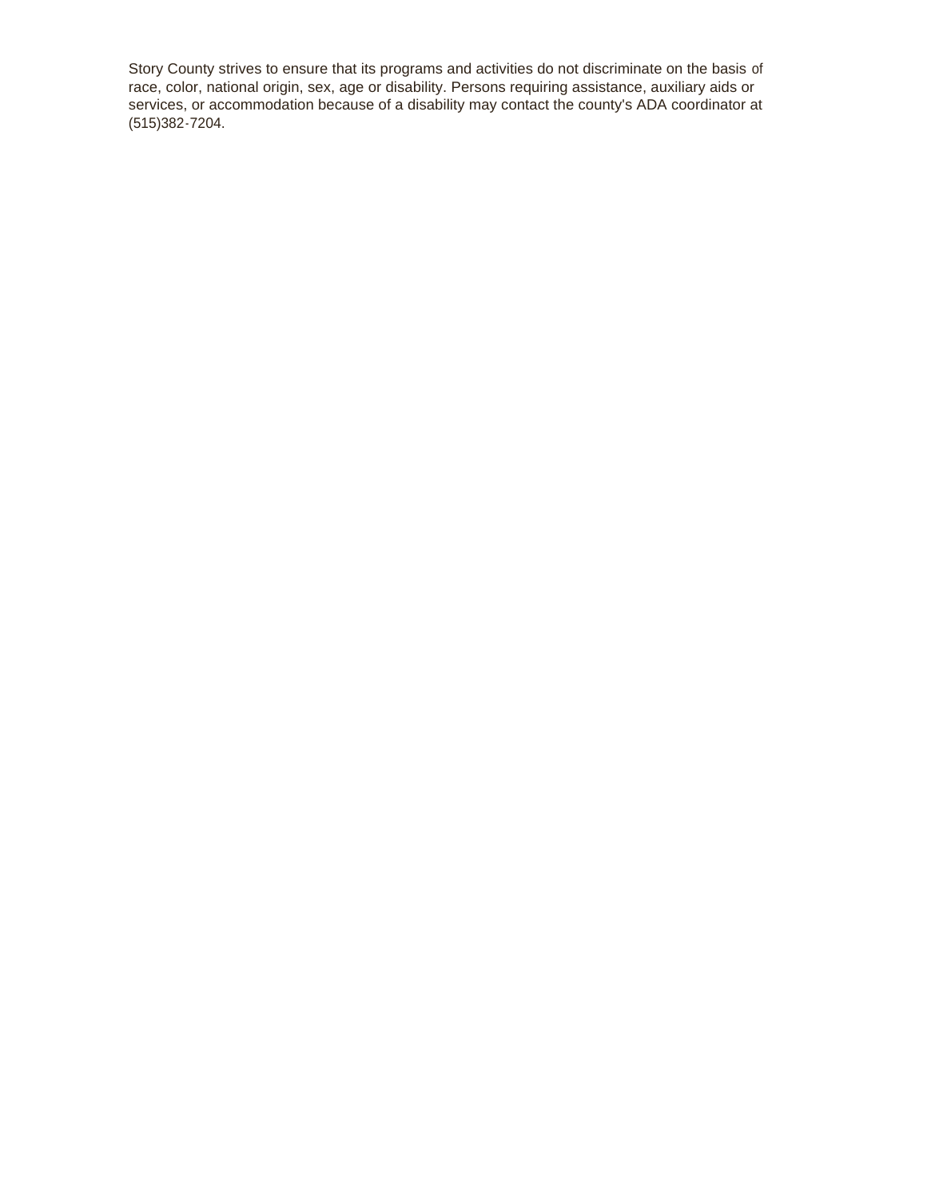Story County strives to ensure that its programs and activities do not discriminate on the basis of race, color, national origin, sex, age or disability. Persons requiring assistance, auxiliary aids or services, or accommodation because of a disability may contact the county's ADA coordinator at (515)382-7204.